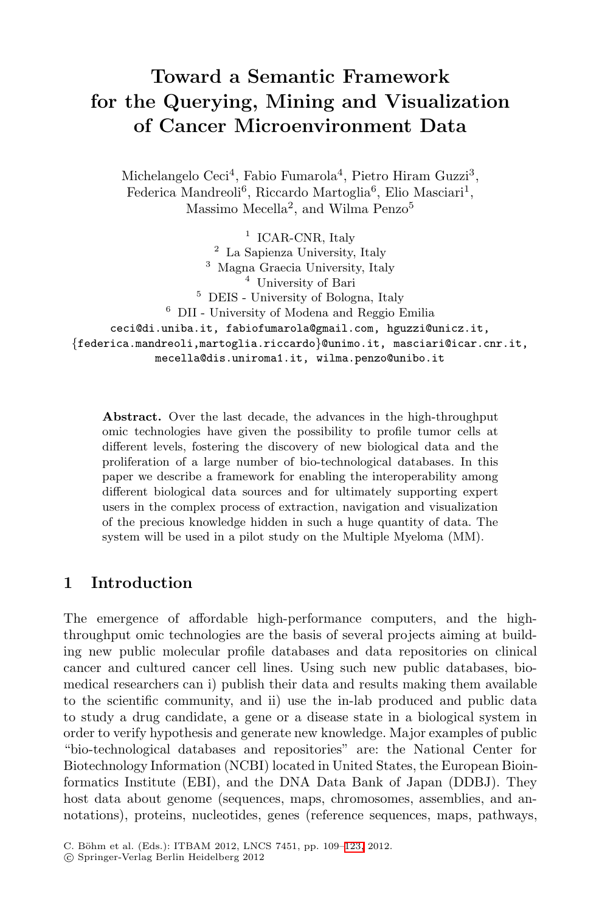# Toward a Semantic Framework for the Querying, Mining and Visualization of Cancer Microenvironment Data

Michelangelo Ceci[4], Fabio Fumarola[4], Pietro Hiram Guzzi[3], Federica Mandreoli[6], Riccardo Martoglia[6], Elio Masciari[1], Massimo Mecella[2], and Wilma Penzo[5]

[1] ICAR-CNR, Italy
[2] La Sapienza University, Italy
[3] Magna Graecia University, Italy
[4] University of Bari
[5] DEIS - University of Bologna, Italy
[6] DII - University of Modena and Reggio Emilia

ceci@di.uniba.it, fabiofumarola@gmail.com, hguzzi@unicz.it, {federica.mandreoli,martoglia.riccardo}@unimo.it, masciari@icar.cnr.it, mecella@dis.uniroma1.it, wilma.penzo@unibo.it

**Abstract.** Over the last decade, the advances in the high-throughput omic technologies have given the possibility to profile tumor cells at different levels, fostering the discovery of new biological data and the proliferation of a large number of bio-technological databases. In this paper we describe a framework for enabling the interoperability among different biological data sources and for ultimately supporting expert users in the complex process of extraction, navigation and visualization of the precious knowledge hidden in such a huge quantity of data. The system will be used in a pilot study on the Multiple Myeloma (MM).

## 1 Introduction

The emergence of affordable high-performance computers, and the high-throughput omic technologies are the basis of several projects aiming at building new public molecular profile databases and data repositories on clinical cancer and cultured cancer cell lines. Using such new public databases, biomedical researchers can i) publish their data and results making them available to the scientific community, and ii) use the in-lab produced and public data to study a drug candidate, a gene or a disease state in a biological system in order to verify hypothesis and generate new knowledge. Major examples of public "bio-technological databases and repositories" are: the National Center for Biotechnology Information (NCBI) located in United States, the European Bioinformatics Institute (EBI), and the DNA Data Bank of Japan (DDBJ). They host data about genome (sequences, maps, chromosomes, assemblies, and annotations), proteins, nucleotides, genes (reference sequences, maps, pathways,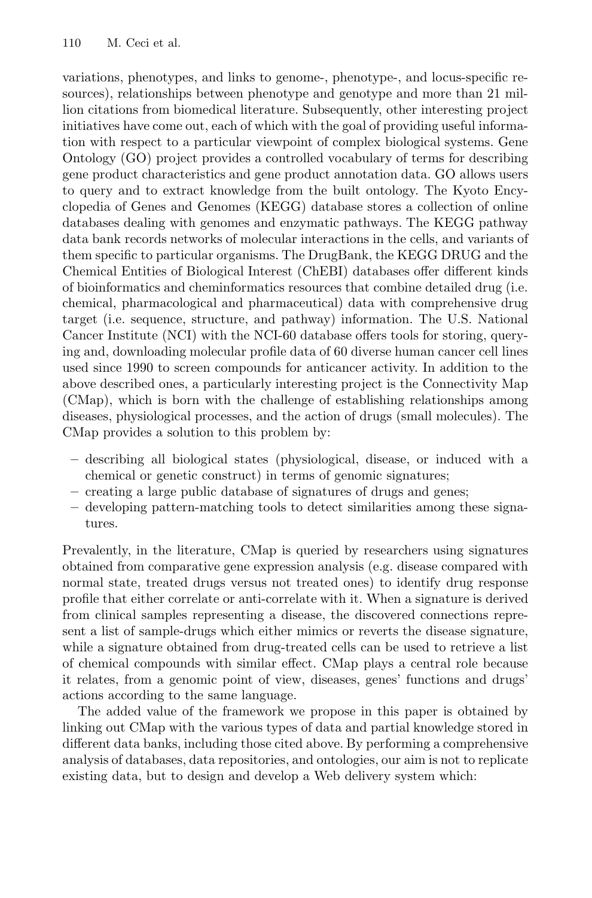variations, phenotypes, and links to genome-, phenotype-, and locus-specific resources), relationships between phenotype and genotype and more than 21 million citations from biomedical literature. Subsequently, other interesting project initiatives have come out, each of which with the goal of providing useful information with respect to a particular viewpoint of complex biological systems. Gene Ontology (GO) project provides a controlled vocabulary of terms for describing gene product characteristics and gene product annotation data. GO allows users to query and to extract knowledge from the built ontology. The Kyoto Encyclopedia of Genes and Genomes (KEGG) database stores a collection of online databases dealing with genomes and enzymatic pathways. The KEGG pathway data bank records networks of molecular interactions in the cells, and variants of them specific to particular organisms. The DrugBank, the KEGG DRUG and the Chemical Entities of Biological Interest (ChEBI) databases offer different kinds of bioinformatics and cheminformatics resources that combine detailed drug (i.e. chemical, pharmacological and pharmaceutical) data with comprehensive drug target (i.e. sequence, structure, and pathway) information. The U.S. National Cancer Institute (NCI) with the NCI-60 database offers tools for storing, querying and, downloading molecular profile data of 60 diverse human cancer cell lines used since 1990 to screen compounds for anticancer activity. In addition to the above described ones, a particularly interesting project is the Connectivity Map (CMap), which is born with the challenge of establishing relationships among diseases, physiological processes, and the action of drugs (small molecules). The CMap provides a solution to this problem by:

– describing all biological states (physiological, disease, or induced with a chemical or genetic construct) in terms of genomic signatures;
– creating a large public database of signatures of drugs and genes;
– developing pattern-matching tools to detect similarities among these signatures.

Prevalently, in the literature, CMap is queried by researchers using signatures obtained from comparative gene expression analysis (e.g. disease compared with normal state, treated drugs versus not treated ones) to identify drug response profile that either correlate or anti-correlate with it. When a signature is derived from clinical samples representing a disease, the discovered connections represent a list of sample-drugs which either mimics or reverts the disease signature, while a signature obtained from drug-treated cells can be used to retrieve a list of chemical compounds with similar effect. CMap plays a central role because it relates, from a genomic point of view, diseases, genes' functions and drugs' actions according to the same language.

The added value of the framework we propose in this paper is obtained by linking out CMap with the various types of data and partial knowledge stored in different data banks, including those cited above. By performing a comprehensive analysis of databases, data repositories, and ontologies, our aim is not to replicate existing data, but to design and develop a Web delivery system which: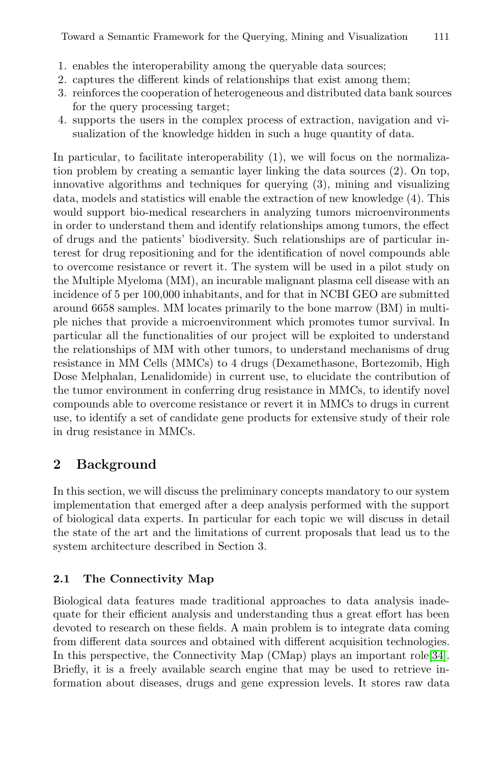1. enables the interoperability among the queryable data sources;
2. captures the different kinds of relationships that exist among them;
3. reinforces the cooperation of heterogeneous and distributed data bank sources for the query processing target;
4. supports the users in the complex process of extraction, navigation and visualization of the knowledge hidden in such a huge quantity of data.

In particular, to facilitate interoperability (1), we will focus on the normalization problem by creating a semantic layer linking the data sources (2). On top, innovative algorithms and techniques for querying (3), mining and visualizing data, models and statistics will enable the extraction of new knowledge (4). This would support bio-medical researchers in analyzing tumors microenvironments in order to understand them and identify relationships among tumors, the effect of drugs and the patients' biodiversity. Such relationships are of particular interest for drug repositioning and for the identification of novel compounds able to overcome resistance or revert it. The system will be used in a pilot study on the Multiple Myeloma (MM), an incurable malignant plasma cell disease with an incidence of 5 per 100,000 inhabitants, and for that in NCBI GEO are submitted around 6658 samples. MM locates primarily to the bone marrow (BM) in multiple niches that provide a microenvironment which promotes tumor survival. In particular all the functionalities of our project will be exploited to understand the relationships of MM with other tumors, to understand mechanisms of drug resistance in MM Cells (MMCs) to 4 drugs (Dexamethasone, Bortezomib, High Dose Melphalan, Lenalidomide) in current use, to elucidate the contribution of the tumor environment in conferring drug resistance in MMCs, to identify novel compounds able to overcome resistance or revert it in MMCs to drugs in current use, to identify a set of candidate gene products for extensive study of their role in drug resistance in MMCs.

## 2 Background

In this section, we will discuss the preliminary concepts mandatory to our system implementation that emerged after a deep analysis performed with the support of biological data experts. In particular for each topic we will discuss in detail the state of the art and the limitations of current proposals that lead us to the system architecture described in Section 3.

### 2.1 The Connectivity Map

Biological data features made traditional approaches to data analysis inadequate for their efficient analysis and understanding thus a great effort has been devoted to research on these fields. A main problem is to integrate data coming from different data sources and obtained with different acquisition technologies. In this perspective, the Connectivity Map (CMap) plays an important role[34]. Briefly, it is a freely available search engine that may be used to retrieve information about diseases, drugs and gene expression levels. It stores raw data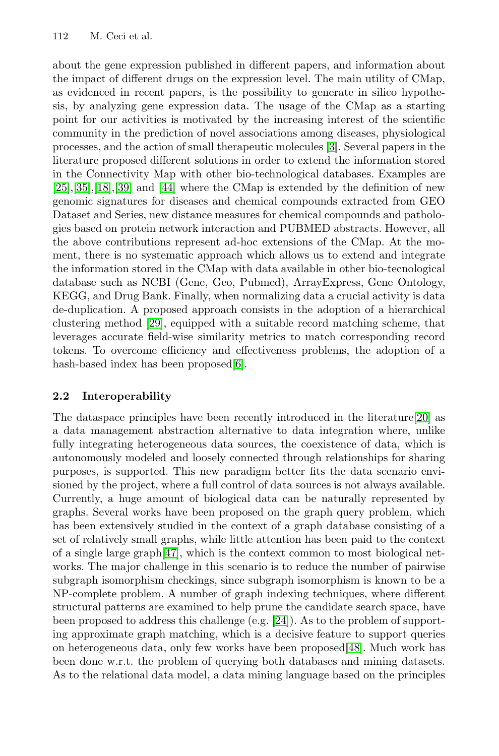about the gene expression published in different papers, and information about the impact of different drugs on the expression level. The main utility of CMap, as evidenced in recent papers, is the possibility to generate in silico hypothesis, by analyzing gene expression data. The usage of the CMap as a starting point for our activities is motivated by the increasing interest of the scientific community in the prediction of novel associations among diseases, physiological processes, and the action of small therapeutic molecules [3]. Several papers in the literature proposed different solutions in order to extend the information stored in the Connectivity Map with other bio-technological databases. Examples are [25],[35],[18],[39] and [44] where the CMap is extended by the definition of new genomic signatures for diseases and chemical compounds extracted from GEO Dataset and Series, new distance measures for chemical compounds and pathologies based on protein network interaction and PUBMED abstracts. However, all the above contributions represent ad-hoc extensions of the CMap. At the moment, there is no systematic approach which allows us to extend and integrate the information stored in the CMap with data available in other bio-tecnological database such as NCBI (Gene, Geo, Pubmed), ArrayExpress, Gene Ontology, KEGG, and Drug Bank. Finally, when normalizing data a crucial activity is data de-duplication. A proposed approach consists in the adoption of a hierarchical clustering method [29], equipped with a suitable record matching scheme, that leverages accurate field-wise similarity metrics to match corresponding record tokens. To overcome efficiency and effectiveness problems, the adoption of a hash-based index has been proposed[6].

### 2.2 Interoperability

The dataspace principles have been recently introduced in the literature[20] as a data management abstraction alternative to data integration where, unlike fully integrating heterogeneous data sources, the coexistence of data, which is autonomously modeled and loosely connected through relationships for sharing purposes, is supported. This new paradigm better fits the data scenario envisioned by the project, where a full control of data sources is not always available. Currently, a huge amount of biological data can be naturally represented by graphs. Several works have been proposed on the graph query problem, which has been extensively studied in the context of a graph database consisting of a set of relatively small graphs, while little attention has been paid to the context of a single large graph[47], which is the context common to most biological networks. The major challenge in this scenario is to reduce the number of pairwise subgraph isomorphism checkings, since subgraph isomorphism is known to be a NP-complete problem. A number of graph indexing techniques, where different structural patterns are examined to help prune the candidate search space, have been proposed to address this challenge (e.g. [24]). As to the problem of supporting approximate graph matching, which is a decisive feature to support queries on heterogeneous data, only few works have been proposed[48]. Much work has been done w.r.t. the problem of querying both databases and mining datasets. As to the relational data model, a data mining language based on the principles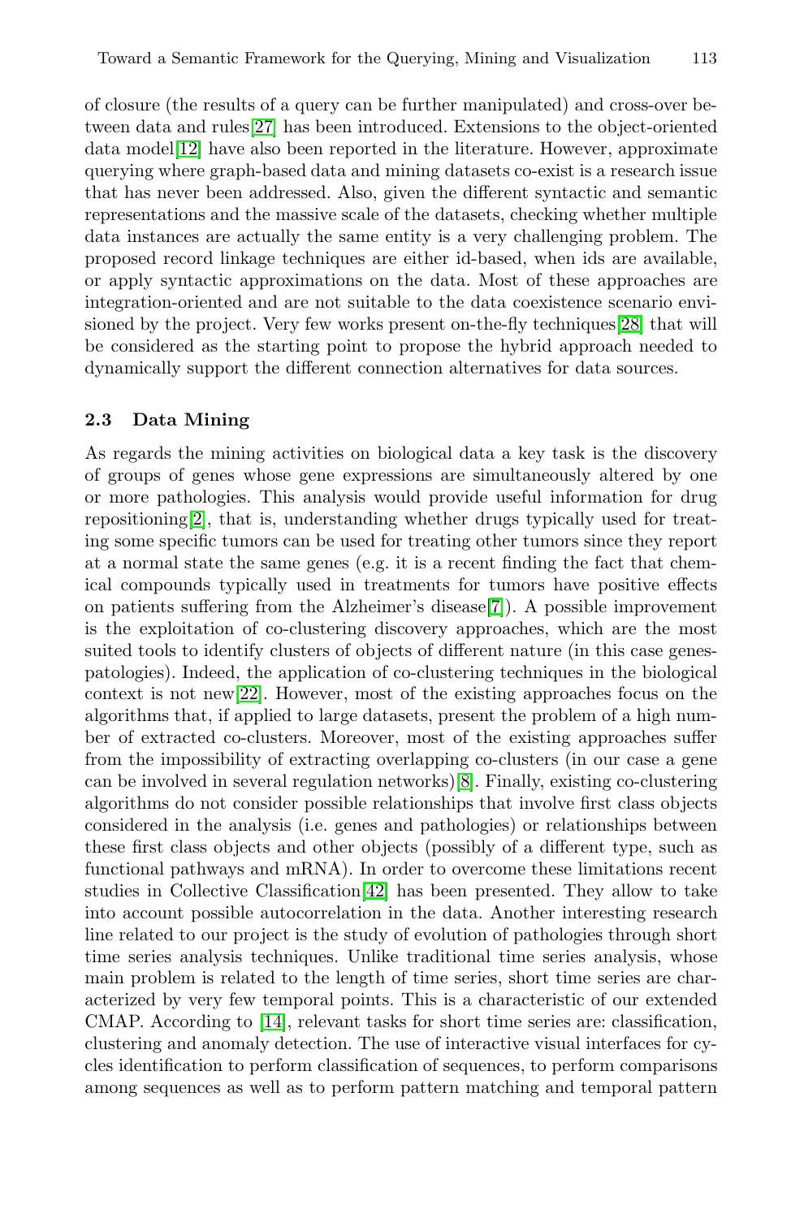of closure (the results of a query can be further manipulated) and cross-over between data and rules[27] has been introduced. Extensions to the object-oriented data model[12] have also been reported in the literature. However, approximate querying where graph-based data and mining datasets co-exist is a research issue that has never been addressed. Also, given the different syntactic and semantic representations and the massive scale of the datasets, checking whether multiple data instances are actually the same entity is a very challenging problem. The proposed record linkage techniques are either id-based, when ids are available, or apply syntactic approximations on the data. Most of these approaches are integration-oriented and are not suitable to the data coexistence scenario envisioned by the project. Very few works present on-the-fly techniques[28] that will be considered as the starting point to propose the hybrid approach needed to dynamically support the different connection alternatives for data sources.

### 2.3 Data Mining

As regards the mining activities on biological data a key task is the discovery of groups of genes whose gene expressions are simultaneously altered by one or more pathologies. This analysis would provide useful information for drug repositioning[2], that is, understanding whether drugs typically used for treating some specific tumors can be used for treating other tumors since they report at a normal state the same genes (e.g. it is a recent finding the fact that chemical compounds typically used in treatments for tumors have positive effects on patients suffering from the Alzheimer's disease[7]). A possible improvement is the exploitation of co-clustering discovery approaches, which are the most suited tools to identify clusters of objects of different nature (in this case genes-patologies). Indeed, the application of co-clustering techniques in the biological context is not new[22]. However, most of the existing approaches focus on the algorithms that, if applied to large datasets, present the problem of a high number of extracted co-clusters. Moreover, most of the existing approaches suffer from the impossibility of extracting overlapping co-clusters (in our case a gene can be involved in several regulation networks)[8]. Finally, existing co-clustering algorithms do not consider possible relationships that involve first class objects considered in the analysis (i.e. genes and pathologies) or relationships between these first class objects and other objects (possibly of a different type, such as functional pathways and mRNA). In order to overcome these limitations recent studies in Collective Classification[42] has been presented. They allow to take into account possible autocorrelation in the data. Another interesting research line related to our project is the study of evolution of pathologies through short time series analysis techniques. Unlike traditional time series analysis, whose main problem is related to the length of time series, short time series are characterized by very few temporal points. This is a characteristic of our extended CMAP. According to [14], relevant tasks for short time series are: classification, clustering and anomaly detection. The use of interactive visual interfaces for cycles identification to perform classification of sequences, to perform comparisons among sequences as well as to perform pattern matching and temporal pattern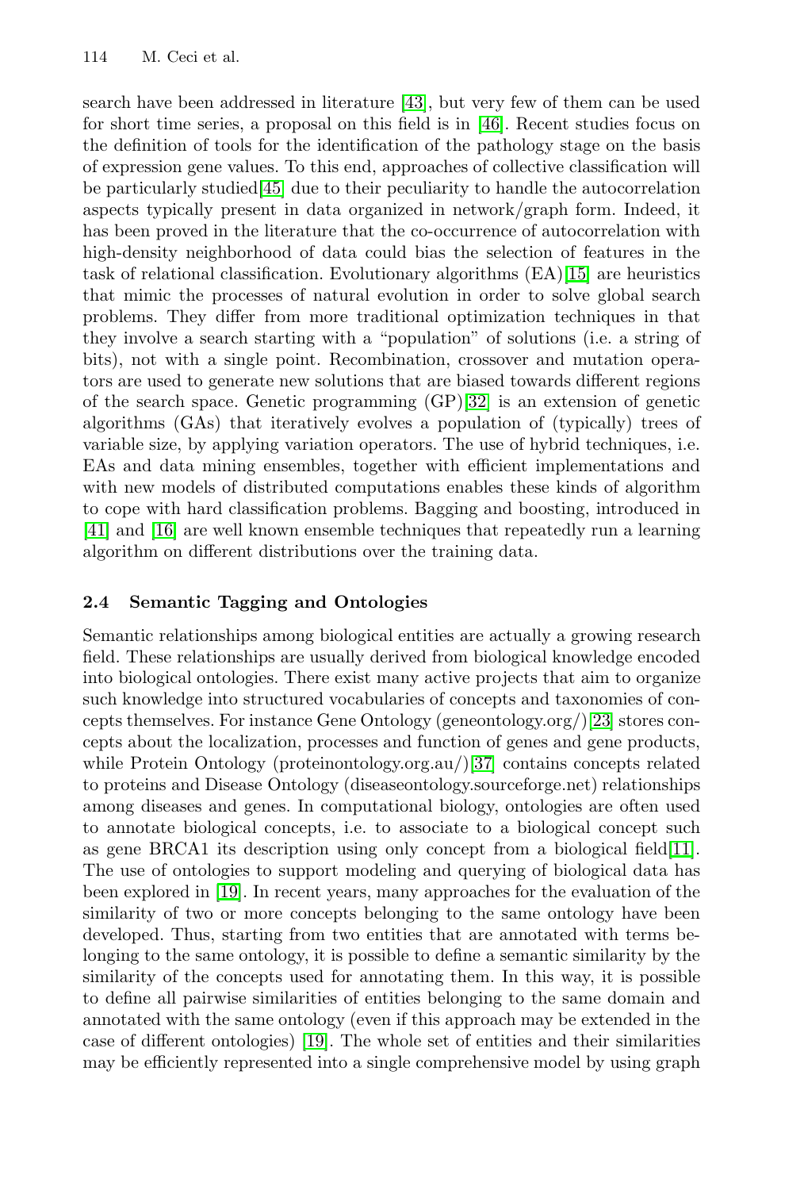search have been addressed in literature [43], but very few of them can be used for short time series, a proposal on this field is in [46]. Recent studies focus on the definition of tools for the identification of the pathology stage on the basis of expression gene values. To this end, approaches of collective classification will be particularly studied[45] due to their peculiarity to handle the autocorrelation aspects typically present in data organized in network/graph form. Indeed, it has been proved in the literature that the co-occurrence of autocorrelation with high-density neighborhood of data could bias the selection of features in the task of relational classification. Evolutionary algorithms (EA)[15] are heuristics that mimic the processes of natural evolution in order to solve global search problems. They differ from more traditional optimization techniques in that they involve a search starting with a "population" of solutions (i.e. a string of bits), not with a single point. Recombination, crossover and mutation operators are used to generate new solutions that are biased towards different regions of the search space. Genetic programming (GP)[32] is an extension of genetic algorithms (GAs) that iteratively evolves a population of (typically) trees of variable size, by applying variation operators. The use of hybrid techniques, i.e. EAs and data mining ensembles, together with efficient implementations and with new models of distributed computations enables these kinds of algorithm to cope with hard classification problems. Bagging and boosting, introduced in [41] and [16] are well known ensemble techniques that repeatedly run a learning algorithm on different distributions over the training data.

## 2.4 Semantic Tagging and Ontologies

Semantic relationships among biological entities are actually a growing research field. These relationships are usually derived from biological knowledge encoded into biological ontologies. There exist many active projects that aim to organize such knowledge into structured vocabularies of concepts and taxonomies of concepts themselves. For instance Gene Ontology (geneontology.org/)[23] stores concepts about the localization, processes and function of genes and gene products, while Protein Ontology (proteinontology.org.au/)[37] contains concepts related to proteins and Disease Ontology (diseaseontology.sourceforge.net) relationships among diseases and genes. In computational biology, ontologies are often used to annotate biological concepts, i.e. to associate to a biological concept such as gene BRCA1 its description using only concept from a biological field[11]. The use of ontologies to support modeling and querying of biological data has been explored in [19]. In recent years, many approaches for the evaluation of the similarity of two or more concepts belonging to the same ontology have been developed. Thus, starting from two entities that are annotated with terms belonging to the same ontology, it is possible to define a semantic similarity by the similarity of the concepts used for annotating them. In this way, it is possible to define all pairwise similarities of entities belonging to the same domain and annotated with the same ontology (even if this approach may be extended in the case of different ontologies) [19]. The whole set of entities and their similarities may be efficiently represented into a single comprehensive model by using graph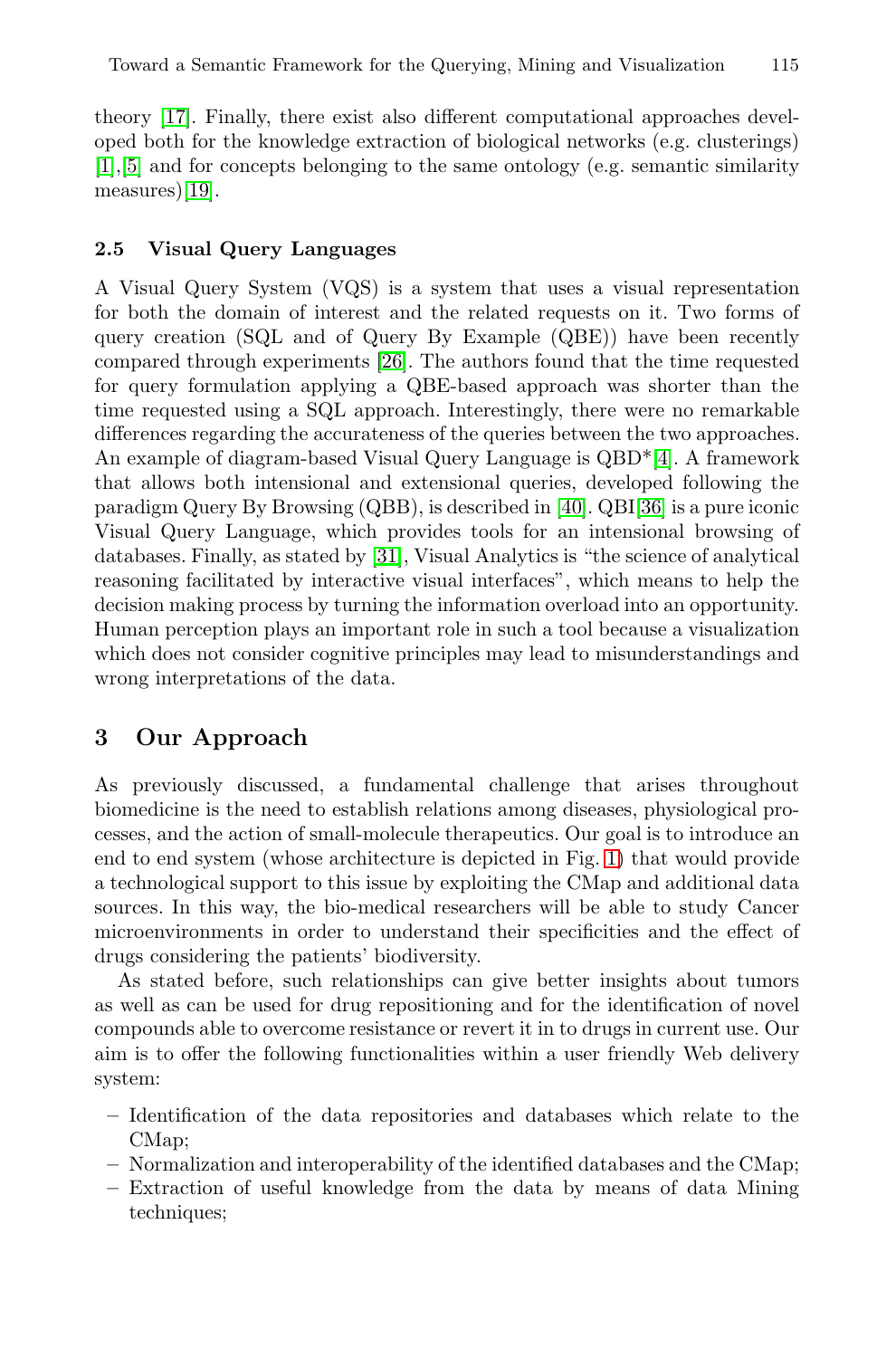theory [17]. Finally, there exist also different computational approaches developed both for the knowledge extraction of biological networks (e.g. clusterings) [1],[5] and for concepts belonging to the same ontology (e.g. semantic similarity measures)[19].

### 2.5 Visual Query Languages

A Visual Query System (VQS) is a system that uses a visual representation for both the domain of interest and the related requests on it. Two forms of query creation (SQL and of Query By Example (QBE)) have been recently compared through experiments [26]. The authors found that the time requested for query formulation applying a QBE-based approach was shorter than the time requested using a SQL approach. Interestingly, there were no remarkable differences regarding the accurateness of the queries between the two approaches. An example of diagram-based Visual Query Language is QBD*[4]. A framework that allows both intensional and extensional queries, developed following the paradigm Query By Browsing (QBB), is described in [40]. QBI[36] is a pure iconic Visual Query Language, which provides tools for an intensional browsing of databases. Finally, as stated by [31], Visual Analytics is "the science of analytical reasoning facilitated by interactive visual interfaces", which means to help the decision making process by turning the information overload into an opportunity. Human perception plays an important role in such a tool because a visualization which does not consider cognitive principles may lead to misunderstandings and wrong interpretations of the data.

## 3 Our Approach

As previously discussed, a fundamental challenge that arises throughout biomedicine is the need to establish relations among diseases, physiological processes, and the action of small-molecule therapeutics. Our goal is to introduce an end to end system (whose architecture is depicted in Fig. 1) that would provide a technological support to this issue by exploiting the CMap and additional data sources. In this way, the bio-medical researchers will be able to study Cancer microenvironments in order to understand their specificities and the effect of drugs considering the patients' biodiversity.

As stated before, such relationships can give better insights about tumors as well as can be used for drug repositioning and for the identification of novel compounds able to overcome resistance or revert it in to drugs in current use. Our aim is to offer the following functionalities within a user friendly Web delivery system:

- Identification of the data repositories and databases which relate to the CMap;
- Normalization and interoperability of the identified databases and the CMap;
- Extraction of useful knowledge from the data by means of data Mining techniques;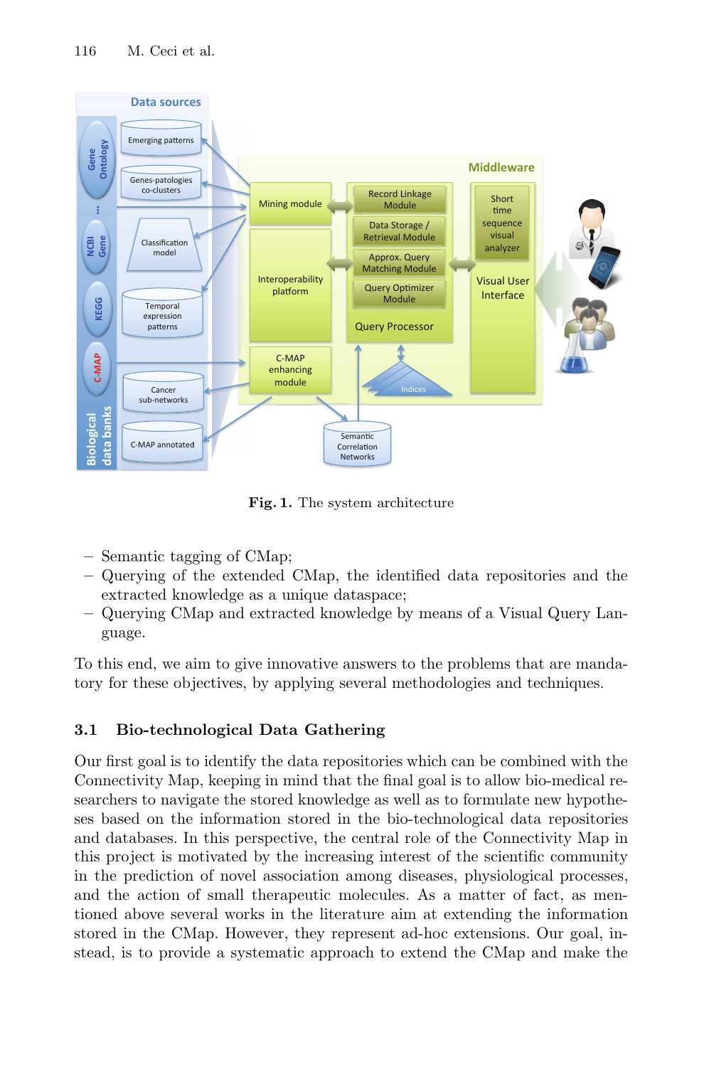Fig. 1. The system architecture

- Semantic tagging of CMap;
- Querying of the extended CMap, the identified data repositories and the extracted knowledge as a unique dataspace;
- Querying CMap and extracted knowledge by means of a Visual Query Language.

To this end, we aim to give innovative answers to the problems that are mandatory for these objectives, by applying several methodologies and techniques.

### 3.1 Bio-technological Data Gathering

Our first goal is to identify the data repositories which can be combined with the Connectivity Map, keeping in mind that the final goal is to allow bio-medical researchers to navigate the stored knowledge as well as to formulate new hypotheses based on the information stored in the bio-technological data repositories and databases. In this perspective, the central role of the Connectivity Map in this project is motivated by the increasing interest of the scientific community in the prediction of novel association among diseases, physiological processes, and the action of small therapeutic molecules. As a matter of fact, as mentioned above several works in the literature aim at extending the information stored in the CMap. However, they represent ad-hoc extensions. Our goal, instead, is to provide a systematic approach to extend the CMap and make the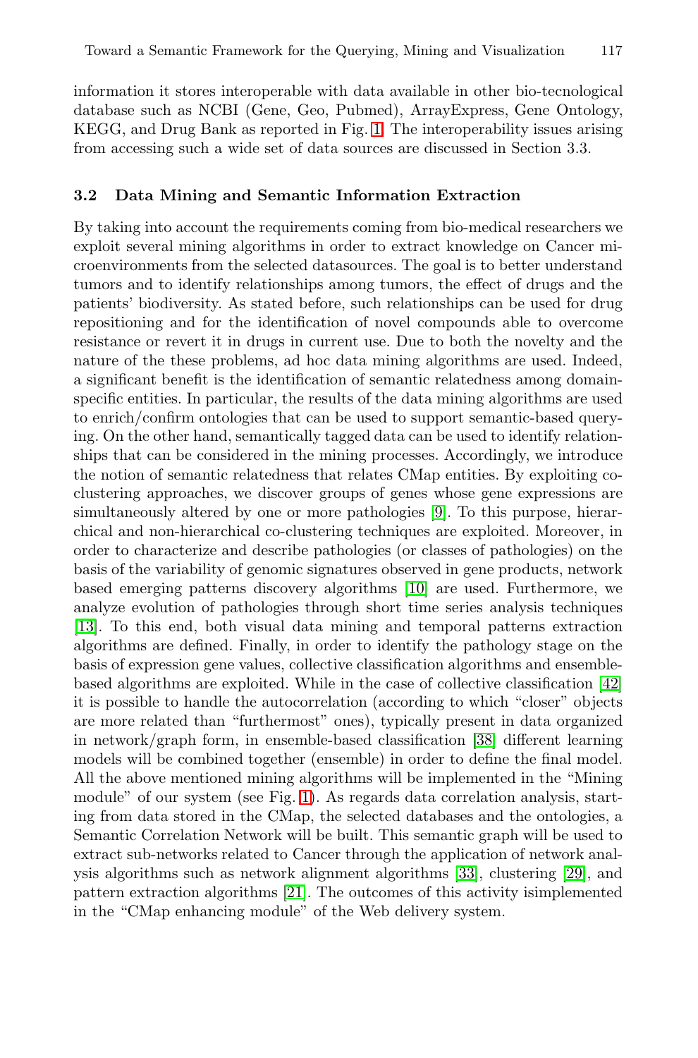information it stores interoperable with data available in other bio-tecnological database such as NCBI (Gene, Geo, Pubmed), ArrayExpress, Gene Ontology, KEGG, and Drug Bank as reported in Fig. 1. The interoperability issues arising from accessing such a wide set of data sources are discussed in Section 3.3.

### 3.2 Data Mining and Semantic Information Extraction

By taking into account the requirements coming from bio-medical researchers we exploit several mining algorithms in order to extract knowledge on Cancer microenvironments from the selected datasources. The goal is to better understand tumors and to identify relationships among tumors, the effect of drugs and the patients' biodiversity. As stated before, such relationships can be used for drug repositioning and for the identification of novel compounds able to overcome resistance or revert it in drugs in current use. Due to both the novelty and the nature of the these problems, ad hoc data mining algorithms are used. Indeed, a significant benefit is the identification of semantic relatedness among domain-specific entities. In particular, the results of the data mining algorithms are used to enrich/confirm ontologies that can be used to support semantic-based querying. On the other hand, semantically tagged data can be used to identify relationships that can be considered in the mining processes. Accordingly, we introduce the notion of semantic relatedness that relates CMap entities. By exploiting co-clustering approaches, we discover groups of genes whose gene expressions are simultaneously altered by one or more pathologies [9]. To this purpose, hierarchical and non-hierarchical co-clustering techniques are exploited. Moreover, in order to characterize and describe pathologies (or classes of pathologies) on the basis of the variability of genomic signatures observed in gene products, network based emerging patterns discovery algorithms [10] are used. Furthermore, we analyze evolution of pathologies through short time series analysis techniques [13]. To this end, both visual data mining and temporal patterns extraction algorithms are defined. Finally, in order to identify the pathology stage on the basis of expression gene values, collective classification algorithms and ensemble-based algorithms are exploited. While in the case of collective classification [42] it is possible to handle the autocorrelation (according to which "closer" objects are more related than "furthermost" ones), typically present in data organized in network/graph form, in ensemble-based classification [38] different learning models will be combined together (ensemble) in order to define the final model. All the above mentioned mining algorithms will be implemented in the "Mining module" of our system (see Fig. 1). As regards data correlation analysis, starting from data stored in the CMap, the selected databases and the ontologies, a Semantic Correlation Network will be built. This semantic graph will be used to extract sub-networks related to Cancer through the application of network analysis algorithms such as network alignment algorithms [33], clustering [29], and pattern extraction algorithms [21]. The outcomes of this activity isimplemented in the "CMap enhancing module" of the Web delivery system.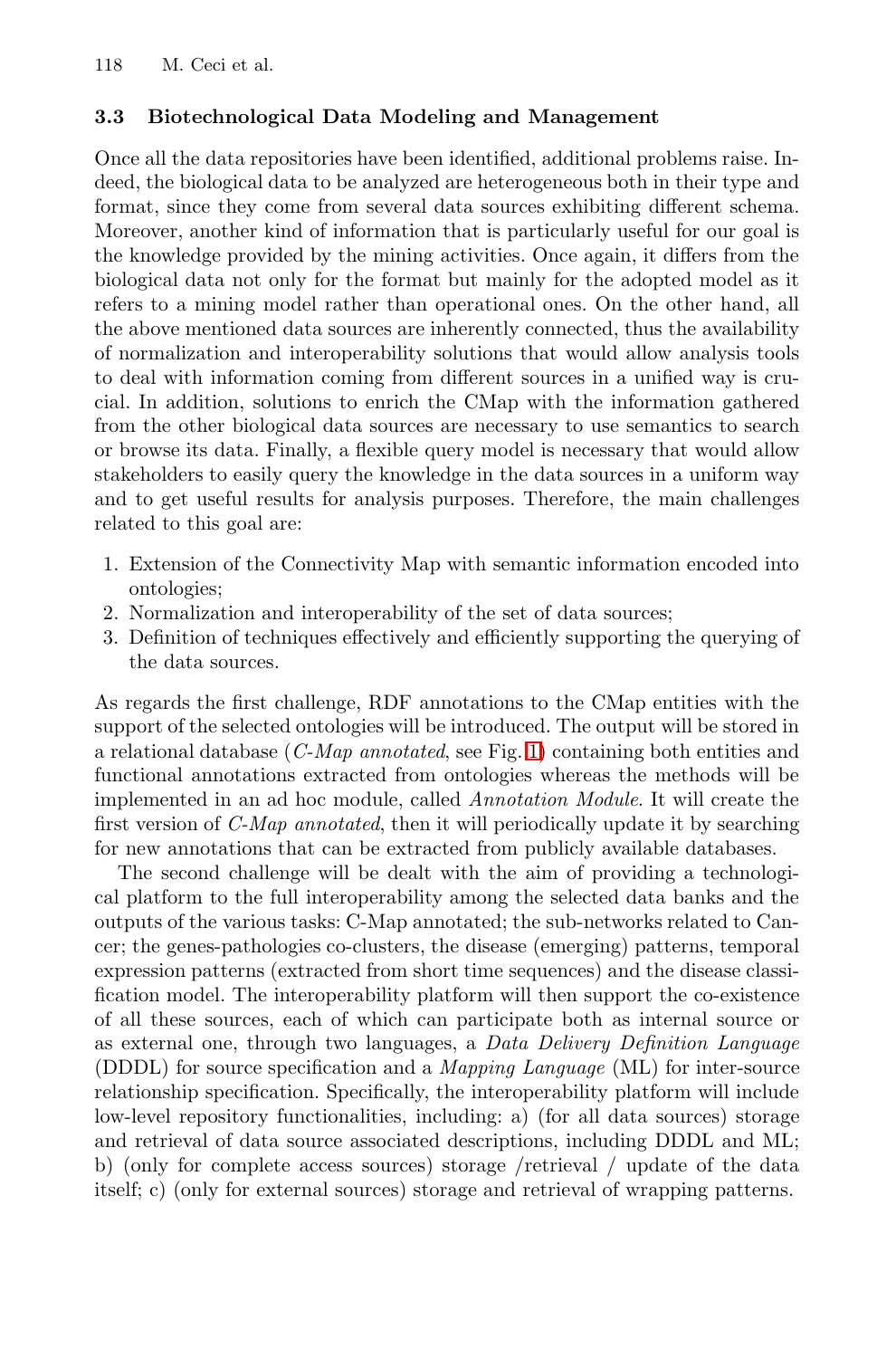### 3.3 Biotechnological Data Modeling and Management

Once all the data repositories have been identified, additional problems raise. Indeed, the biological data to be analyzed are heterogeneous both in their type and format, since they come from several data sources exhibiting different schema. Moreover, another kind of information that is particularly useful for our goal is the knowledge provided by the mining activities. Once again, it differs from the biological data not only for the format but mainly for the adopted model as it refers to a mining model rather than operational ones. On the other hand, all the above mentioned data sources are inherently connected, thus the availability of normalization and interoperability solutions that would allow analysis tools to deal with information coming from different sources in a unified way is crucial. In addition, solutions to enrich the CMap with the information gathered from the other biological data sources are necessary to use semantics to search or browse its data. Finally, a flexible query model is necessary that would allow stakeholders to easily query the knowledge in the data sources in a uniform way and to get useful results for analysis purposes. Therefore, the main challenges related to this goal are:

1. Extension of the Connectivity Map with semantic information encoded into ontologies;
2. Normalization and interoperability of the set of data sources;
3. Definition of techniques effectively and efficiently supporting the querying of the data sources.

As regards the first challenge, RDF annotations to the CMap entities with the support of the selected ontologies will be introduced. The output will be stored in a relational database (*C-Map annotated*, see Fig. 1) containing both entities and functional annotations extracted from ontologies whereas the methods will be implemented in an ad hoc module, called *Annotation Module*. It will create the first version of *C-Map annotated*, then it will periodically update it by searching for new annotations that can be extracted from publicly available databases.

The second challenge will be dealt with the aim of providing a technological platform to the full interoperability among the selected data banks and the outputs of the various tasks: C-Map annotated; the sub-networks related to Cancer; the genes-pathologies co-clusters, the disease (emerging) patterns, temporal expression patterns (extracted from short time sequences) and the disease classification model. The interoperability platform will then support the co-existence of all these sources, each of which can participate both as internal source or as external one, through two languages, a *Data Delivery Definition Language* (DDDL) for source specification and a *Mapping Language* (ML) for inter-source relationship specification. Specifically, the interoperability platform will include low-level repository functionalities, including: a) (for all data sources) storage and retrieval of data source associated descriptions, including DDDL and ML; b) (only for complete access sources) storage /retrieval / update of the data itself; c) (only for external sources) storage and retrieval of wrapping patterns.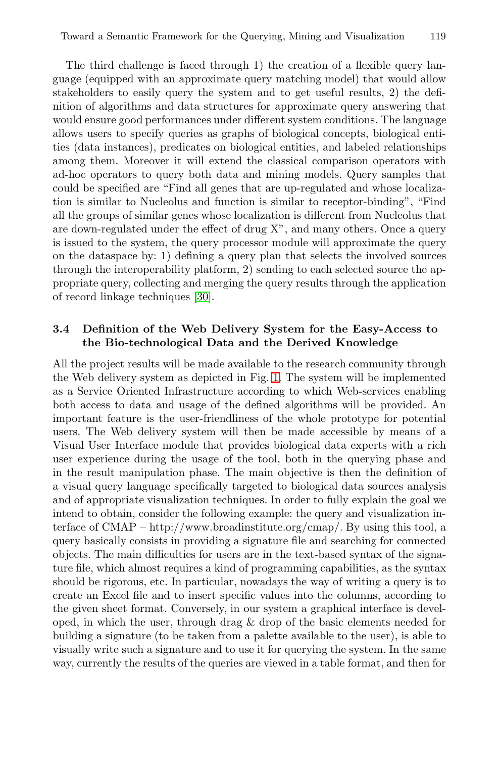The third challenge is faced through 1) the creation of a flexible query language (equipped with an approximate query matching model) that would allow stakeholders to easily query the system and to get useful results, 2) the definition of algorithms and data structures for approximate query answering that would ensure good performances under different system conditions. The language allows users to specify queries as graphs of biological concepts, biological entities (data instances), predicates on biological entities, and labeled relationships among them. Moreover it will extend the classical comparison operators with ad-hoc operators to query both data and mining models. Query samples that could be specified are "Find all genes that are up-regulated and whose localization is similar to Nucleolus and function is similar to receptor-binding", "Find all the groups of similar genes whose localization is different from Nucleolus that are down-regulated under the effect of drug X", and many others. Once a query is issued to the system, the query processor module will approximate the query on the dataspace by: 1) defining a query plan that selects the involved sources through the interoperability platform, 2) sending to each selected source the appropriate query, collecting and merging the query results through the application of record linkage techniques [30].

### 3.4 Definition of the Web Delivery System for the Easy-Access to the Bio-technological Data and the Derived Knowledge

All the project results will be made available to the research community through the Web delivery system as depicted in Fig. 1. The system will be implemented as a Service Oriented Infrastructure according to which Web-services enabling both access to data and usage of the defined algorithms will be provided. An important feature is the user-friendliness of the whole prototype for potential users. The Web delivery system will then be made accessible by means of a Visual User Interface module that provides biological data experts with a rich user experience during the usage of the tool, both in the querying phase and in the result manipulation phase. The main objective is then the definition of a visual query language specifically targeted to biological data sources analysis and of appropriate visualization techniques. In order to fully explain the goal we intend to obtain, consider the following example: the query and visualization interface of CMAP – http://www.broadinstitute.org/cmap/. By using this tool, a query basically consists in providing a signature file and searching for connected objects. The main difficulties for users are in the text-based syntax of the signature file, which almost requires a kind of programming capabilities, as the syntax should be rigorous, etc. In particular, nowadays the way of writing a query is to create an Excel file and to insert specific values into the columns, according to the given sheet format. Conversely, in our system a graphical interface is developed, in which the user, through drag & drop of the basic elements needed for building a signature (to be taken from a palette available to the user), is able to visually write such a signature and to use it for querying the system. In the same way, currently the results of the queries are viewed in a table format, and then for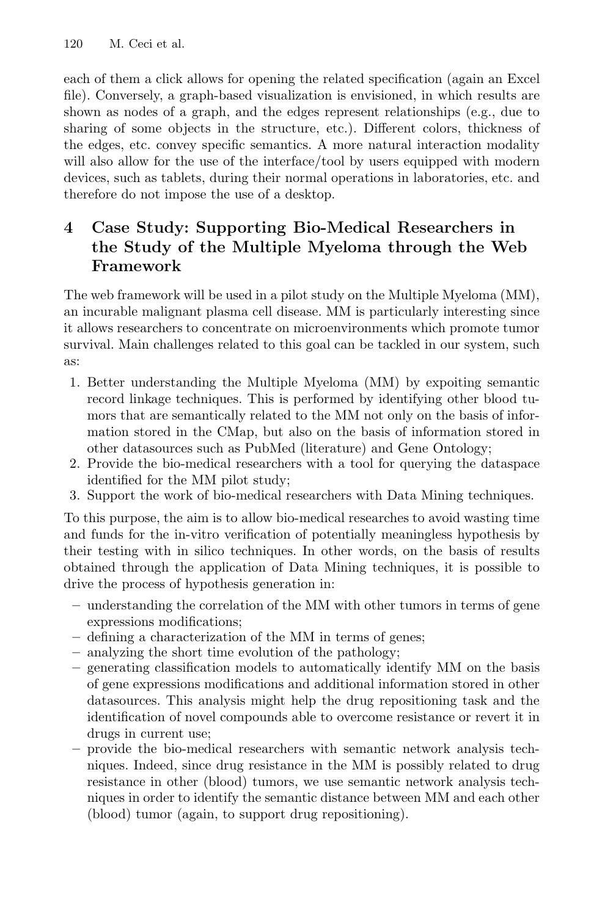each of them a click allows for opening the related specification (again an Excel file). Conversely, a graph-based visualization is envisioned, in which results are shown as nodes of a graph, and the edges represent relationships (e.g., due to sharing of some objects in the structure, etc.). Different colors, thickness of the edges, etc. convey specific semantics. A more natural interaction modality will also allow for the use of the interface/tool by users equipped with modern devices, such as tablets, during their normal operations in laboratories, etc. and therefore do not impose the use of a desktop.

## 4 Case Study: Supporting Bio-Medical Researchers in the Study of the Multiple Myeloma through the Web Framework

The web framework will be used in a pilot study on the Multiple Myeloma (MM), an incurable malignant plasma cell disease. MM is particularly interesting since it allows researchers to concentrate on microenvironments which promote tumor survival. Main challenges related to this goal can be tackled in our system, such as:

1. Better understanding the Multiple Myeloma (MM) by expoiting semantic record linkage techniques. This is performed by identifying other blood tumors that are semantically related to the MM not only on the basis of information stored in the CMap, but also on the basis of information stored in other datasources such as PubMed (literature) and Gene Ontology;
2. Provide the bio-medical researchers with a tool for querying the dataspace identified for the MM pilot study;
3. Support the work of bio-medical researchers with Data Mining techniques.

To this purpose, the aim is to allow bio-medical researches to avoid wasting time and funds for the in-vitro verification of potentially meaningless hypothesis by their testing with in silico techniques. In other words, on the basis of results obtained through the application of Data Mining techniques, it is possible to drive the process of hypothesis generation in:

- understanding the correlation of the MM with other tumors in terms of gene expressions modifications;
- defining a characterization of the MM in terms of genes;
- analyzing the short time evolution of the pathology;
- generating classification models to automatically identify MM on the basis of gene expressions modifications and additional information stored in other datasources. This analysis might help the drug repositioning task and the identification of novel compounds able to overcome resistance or revert it in drugs in current use;
- provide the bio-medical researchers with semantic network analysis techniques. Indeed, since drug resistance in the MM is possibly related to drug resistance in other (blood) tumors, we use semantic network analysis techniques in order to identify the semantic distance between MM and each other (blood) tumor (again, to support drug repositioning).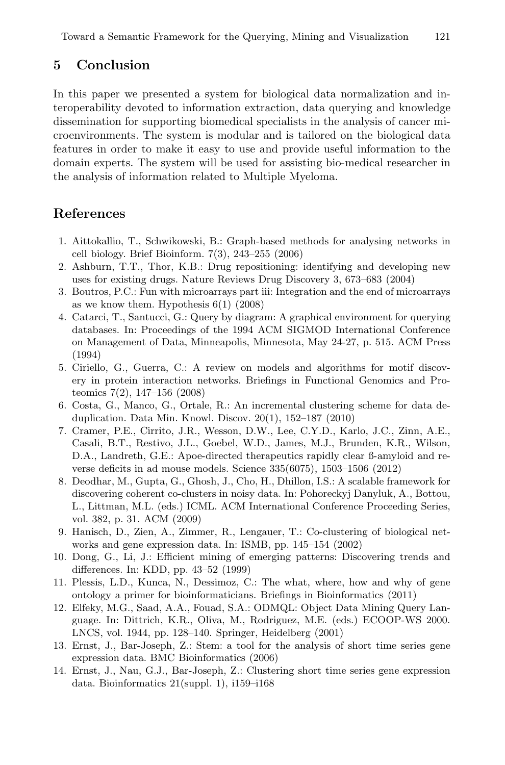## 5 Conclusion

In this paper we presented a system for biological data normalization and interoperability devoted to information extraction, data querying and knowledge dissemination for supporting biomedical specialists in the analysis of cancer microenvironments. The system is modular and is tailored on the biological data features in order to make it easy to use and provide useful information to the domain experts. The system will be used for assisting bio-medical researcher in the analysis of information related to Multiple Myeloma.

## References

1. Aittokallio, T., Schwikowski, B.: Graph-based methods for analysing networks in cell biology. Brief Bioinform. 7(3), 243–255 (2006)
2. Ashburn, T.T., Thor, K.B.: Drug repositioning: identifying and developing new uses for existing drugs. Nature Reviews Drug Discovery 3, 673–683 (2004)
3. Boutros, P.C.: Fun with microarrays part iii: Integration and the end of microarrays as we know them. Hypothesis 6(1) (2008)
4. Catarci, T., Santucci, G.: Query by diagram: A graphical environment for querying databases. In: Proceedings of the 1994 ACM SIGMOD International Conference on Management of Data, Minneapolis, Minnesota, May 24-27, p. 515. ACM Press (1994)
5. Ciriello, G., Guerra, C.: A review on models and algorithms for motif discovery in protein interaction networks. Briefings in Functional Genomics and Proteomics 7(2), 147–156 (2008)
6. Costa, G., Manco, G., Ortale, R.: An incremental clustering scheme for data deduplication. Data Min. Knowl. Discov. 20(1), 152–187 (2010)
7. Cramer, P.E., Cirrito, J.R., Wesson, D.W., Lee, C.Y.D., Karlo, J.C., Zinn, A.E., Casali, B.T., Restivo, J.L., Goebel, W.D., James, M.J., Brunden, K.R., Wilson, D.A., Landreth, G.E.: Apoe-directed therapeutics rapidly clear ß-amyloid and reverse deficits in ad mouse models. Science 335(6075), 1503–1506 (2012)
8. Deodhar, M., Gupta, G., Ghosh, J., Cho, H., Dhillon, I.S.: A scalable framework for discovering coherent co-clusters in noisy data. In: Pohoreckyj Danyluk, A., Bottou, L., Littman, M.L. (eds.) ICML. ACM International Conference Proceeding Series, vol. 382, p. 31. ACM (2009)
9. Hanisch, D., Zien, A., Zimmer, R., Lengauer, T.: Co-clustering of biological networks and gene expression data. In: ISMB, pp. 145–154 (2002)
10. Dong, G., Li, J.: Efficient mining of emerging patterns: Discovering trends and differences. In: KDD, pp. 43–52 (1999)
11. Plessis, L.D., Kunca, N., Dessimoz, C.: The what, where, how and why of gene ontology a primer for bioinformaticians. Briefings in Bioinformatics (2011)
12. Elfeky, M.G., Saad, A.A., Fouad, S.A.: ODMQL: Object Data Mining Query Language. In: Dittrich, K.R., Oliva, M., Rodriguez, M.E. (eds.) ECOOP-WS 2000. LNCS, vol. 1944, pp. 128–140. Springer, Heidelberg (2001)
13. Ernst, J., Bar-Joseph, Z.: Stem: a tool for the analysis of short time series gene expression data. BMC Bioinformatics (2006)
14. Ernst, J., Nau, G.J., Bar-Joseph, Z.: Clustering short time series gene expression data. Bioinformatics 21(suppl. 1), i159–i168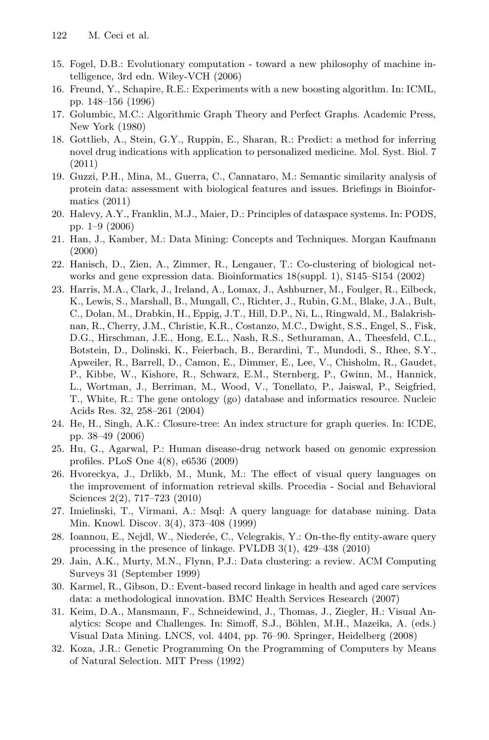15. Fogel, D.B.: Evolutionary computation - toward a new philosophy of machine intelligence, 3rd edn. Wiley-VCH (2006)
16. Freund, Y., Schapire, R.E.: Experiments with a new boosting algorithm. In: ICML, pp. 148–156 (1996)
17. Golumbic, M.C.: Algorithmic Graph Theory and Perfect Graphs. Academic Press, New York (1980)
18. Gottlieb, A., Stein, G.Y., Ruppin, E., Sharan, R.: Predict: a method for inferring novel drug indications with application to personalized medicine. Mol. Syst. Biol. 7 (2011)
19. Guzzi, P.H., Mina, M., Guerra, C., Cannataro, M.: Semantic similarity analysis of protein data: assessment with biological features and issues. Briefings in Bioinformatics (2011)
20. Halevy, A.Y., Franklin, M.J., Maier, D.: Principles of dataspace systems. In: PODS, pp. 1–9 (2006)
21. Han, J., Kamber, M.: Data Mining: Concepts and Techniques. Morgan Kaufmann (2000)
22. Hanisch, D., Zien, A., Zimmer, R., Lengauer, T.: Co-clustering of biological networks and gene expression data. Bioinformatics 18(suppl. 1), S145–S154 (2002)
23. Harris, M.A., Clark, J., Ireland, A., Lomax, J., Ashburner, M., Foulger, R., Eilbeck, K., Lewis, S., Marshall, B., Mungall, C., Richter, J., Rubin, G.M., Blake, J.A., Bult, C., Dolan, M., Drabkin, H., Eppig, J.T., Hill, D.P., Ni, L., Ringwald, M., Balakrishnan, R., Cherry, J.M., Christie, K.R., Costanzo, M.C., Dwight, S.S., Engel, S., Fisk, D.G., Hirschman, J.E., Hong, E.L., Nash, R.S., Sethuraman, A., Theesfeld, C.L., Botstein, D., Dolinski, K., Feierbach, B., Berardini, T., Mundodi, S., Rhee, S.Y., Apweiler, R., Barrell, D., Camon, E., Dimmer, E., Lee, V., Chisholm, R., Gaudet, P., Kibbe, W., Kishore, R., Schwarz, E.M., Sternberg, P., Gwinn, M., Hannick, L., Wortman, J., Berriman, M., Wood, V., Tonellato, P., Jaiswal, P., Seigfried, T., White, R.: The gene ontology (go) database and informatics resource. Nucleic Acids Res. 32, 258–261 (2004)
24. He, H., Singh, A.K.: Closure-tree: An index structure for graph queries. In: ICDE, pp. 38–49 (2006)
25. Hu, G., Agarwal, P.: Human disease-drug network based on genomic expression profiles. PLoS One 4(8), e6536 (2009)
26. Hvoreckya, J., Drlikb, M., Munk, M.: The effect of visual query languages on the improvement of information retrieval skills. Procedia - Social and Behavioral Sciences 2(2), 717–723 (2010)
27. Imielinski, T., Virmani, A.: Msql: A query language for database mining. Data Min. Knowl. Discov. 3(4), 373–408 (1999)
28. Ioannou, E., Nejdl, W., Niederée, C., Velegrakis, Y.: On-the-fly entity-aware query processing in the presence of linkage. PVLDB 3(1), 429–438 (2010)
29. Jain, A.K., Murty, M.N., Flynn, P.J.: Data clustering: a review. ACM Computing Surveys 31 (September 1999)
30. Karmel, R., Gibson, D.: Event-based record linkage in health and aged care services data: a methodological innovation. BMC Health Services Research (2007)
31. Keim, D.A., Mansmann, F., Schneidewind, J., Thomas, J., Ziegler, H.: Visual Analytics: Scope and Challenges. In: Simoff, S.J., Böhlen, M.H., Mazeika, A. (eds.) Visual Data Mining. LNCS, vol. 4404, pp. 76–90. Springer, Heidelberg (2008)
32. Koza, J.R.: Genetic Programming On the Programming of Computers by Means of Natural Selection. MIT Press (1992)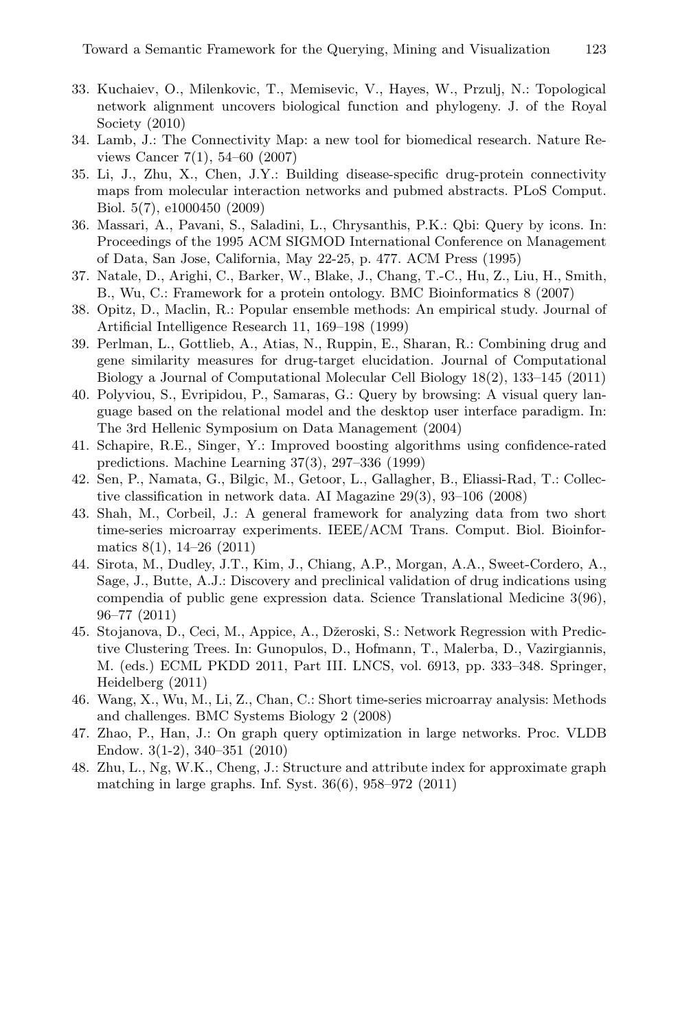33. Kuchaiev, O., Milenkovic, T., Memisevic, V., Hayes, W., Przulj, N.: Topological network alignment uncovers biological function and phylogeny. J. of the Royal Society (2010)
34. Lamb, J.: The Connectivity Map: a new tool for biomedical research. Nature Reviews Cancer 7(1), 54–60 (2007)
35. Li, J., Zhu, X., Chen, J.Y.: Building disease-specific drug-protein connectivity maps from molecular interaction networks and pubmed abstracts. PLoS Comput. Biol. 5(7), e1000450 (2009)
36. Massari, A., Pavani, S., Saladini, L., Chrysanthis, P.K.: Qbi: Query by icons. In: Proceedings of the 1995 ACM SIGMOD International Conference on Management of Data, San Jose, California, May 22-25, p. 477. ACM Press (1995)
37. Natale, D., Arighi, C., Barker, W., Blake, J., Chang, T.-C., Hu, Z., Liu, H., Smith, B., Wu, C.: Framework for a protein ontology. BMC Bioinformatics 8 (2007)
38. Opitz, D., Maclin, R.: Popular ensemble methods: An empirical study. Journal of Artificial Intelligence Research 11, 169–198 (1999)
39. Perlman, L., Gottlieb, A., Atias, N., Ruppin, E., Sharan, R.: Combining drug and gene similarity measures for drug-target elucidation. Journal of Computational Biology a Journal of Computational Molecular Cell Biology 18(2), 133–145 (2011)
40. Polyviou, S., Evripidou, P., Samaras, G.: Query by browsing: A visual query language based on the relational model and the desktop user interface paradigm. In: The 3rd Hellenic Symposium on Data Management (2004)
41. Schapire, R.E., Singer, Y.: Improved boosting algorithms using confidence-rated predictions. Machine Learning 37(3), 297–336 (1999)
42. Sen, P., Namata, G., Bilgic, M., Getoor, L., Gallagher, B., Eliassi-Rad, T.: Collective classification in network data. AI Magazine 29(3), 93–106 (2008)
43. Shah, M., Corbeil, J.: A general framework for analyzing data from two short time-series microarray experiments. IEEE/ACM Trans. Comput. Biol. Bioinformatics 8(1), 14–26 (2011)
44. Sirota, M., Dudley, J.T., Kim, J., Chiang, A.P., Morgan, A.A., Sweet-Cordero, A., Sage, J., Butte, A.J.: Discovery and preclinical validation of drug indications using compendia of public gene expression data. Science Translational Medicine 3(96), 96–77 (2011)
45. Stojanova, D., Ceci, M., Appice, A., Džeroski, S.: Network Regression with Predictive Clustering Trees. In: Gunopulos, D., Hofmann, T., Malerba, D., Vazirgiannis, M. (eds.) ECML PKDD 2011, Part III. LNCS, vol. 6913, pp. 333–348. Springer, Heidelberg (2011)
46. Wang, X., Wu, M., Li, Z., Chan, C.: Short time-series microarray analysis: Methods and challenges. BMC Systems Biology 2 (2008)
47. Zhao, P., Han, J.: On graph query optimization in large networks. Proc. VLDB Endow. 3(1-2), 340–351 (2010)
48. Zhu, L., Ng, W.K., Cheng, J.: Structure and attribute index for approximate graph matching in large graphs. Inf. Syst. 36(6), 958–972 (2011)